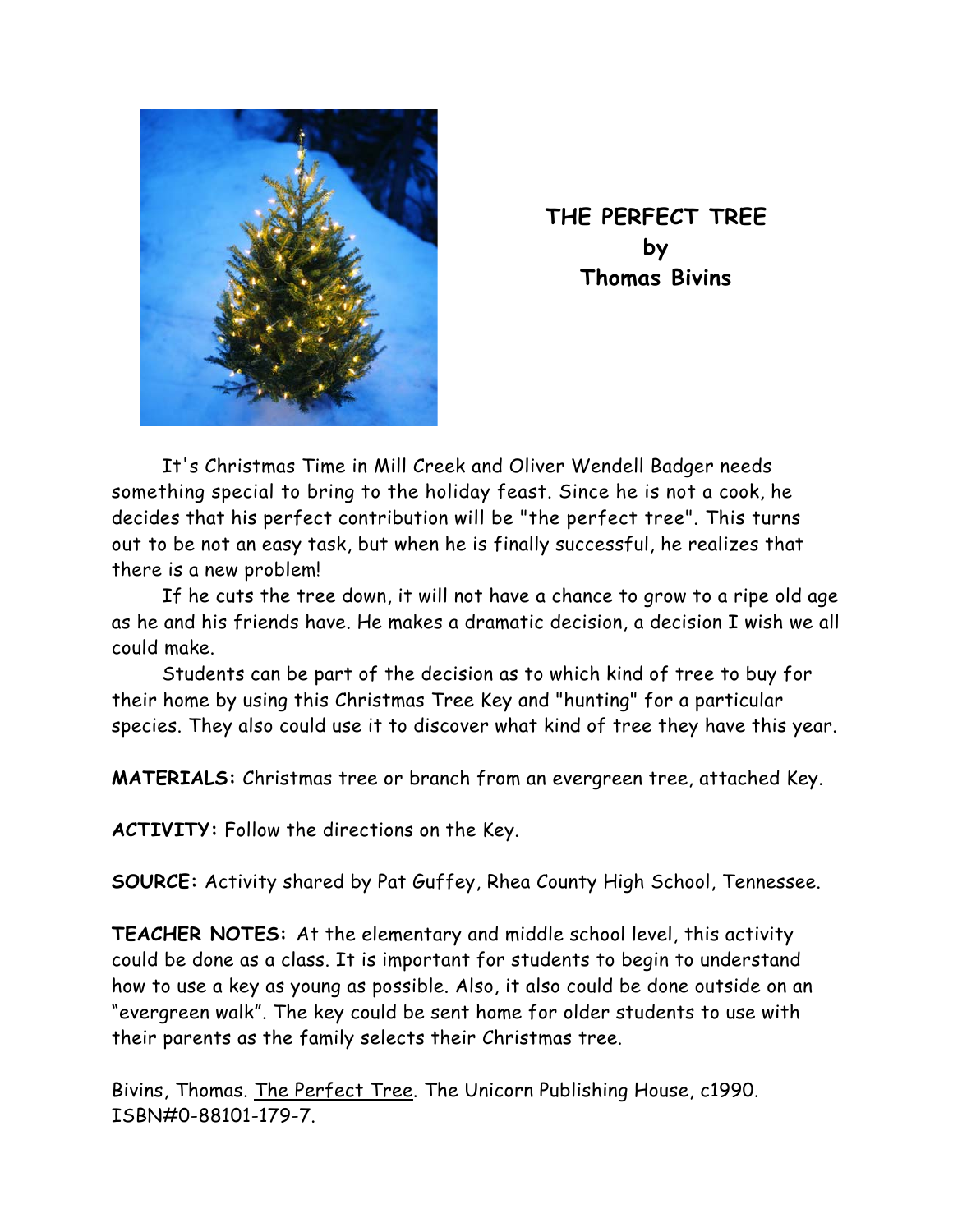# THE PERFECT TREE
## by
## Thomas Bivins

It's Christmas Time in Mill Creek and Oliver Wendell Badger needs something special to bring to the holiday feast. Since he is not a cook, he decides that his perfect contribution will be "the perfect tree". This turns out to be not an easy task, but when he is finally successful, he realizes that there is a new problem!

If he cuts the tree down, it will not have a chance to grow to a ripe old age as he and his friends have. He makes a dramatic decision, a decision I wish we all could make.

Students can be part of the decision as to which kind of tree to buy for their home by using this Christmas Tree Key and "hunting" for a particular species. They also could use it to discover what kind of tree they have this year.

**MATERIALS:** Christmas tree or branch from an evergreen tree, attached Key.

**ACTIVITY:** Follow the directions on the Key.

**SOURCE:** Activity shared by Pat Guffey, Rhea County High School, Tennessee.

**TEACHER NOTES:** At the elementary and middle school level, this activity could be done as a class. It is important for students to begin to understand how to use a key as young as possible. Also, it also could be done outside on an "evergreen walk". The key could be sent home for older students to use with their parents as the family selects their Christmas tree.

Bivins, Thomas. The Perfect Tree. The Unicorn Publishing House, c1990. ISBN#0-88101-179-7.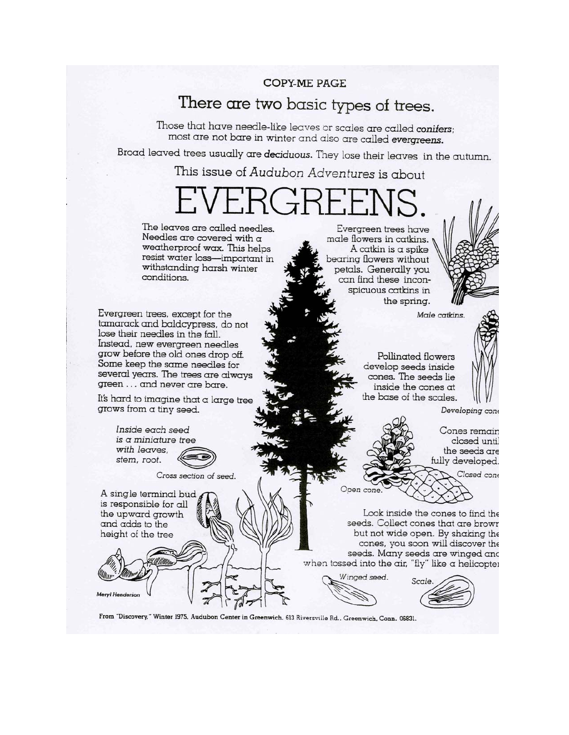COPY-ME PAGE

# There are two basic types of trees.

Those that have needle-like leaves or scales are called *conifers*; most are not bare in winter and also are called *evergreens.*

Broad leaved trees usually are *deciduous*. They lose their leaves in the autumn.

This issue of *Audubon Adventures* is about

# EVERGREENS.

The leaves are called needles. Needles are covered with a weatherproof wax. This helps resist water loss—important in withstanding harsh winter conditions.

Evergreen trees, except for the tamarack and baldcypress, do not lose their needles in the fall. Instead, new evergreen needles grow before the old ones drop off. Some keep the same needles for several years. The trees are always green . . . and never are bare.

It's hard to imagine that a large tree grows from a tiny seed.

*Inside each seed is a miniature tree with leaves, stem, root.*

*Cross section of seed.*

A single terminal bud is responsible for all the upward growth and adds to the height of the tree

Evergreen trees have male flowers in catkins. A catkin is a spike bearing flowers without petals. Generally you can find these inconspicuous catkins in the spring.

*Male catkins.*

Pollinated flowers develop seeds inside cones. The seeds lie inside the cones at the base of the scales.

*Developing cone*

Cones remain closed until the seeds are fully developed.

*Closed cone*

*Open cone.*

Look inside the cones to find the seeds. Collect cones that are brown but not wide open. By shaking the cones, you soon will discover the seeds. Many seeds are winged and when tossed into the air, "fly" like a helicopter

*Winged seed.*

*Scale.*

*Meryl Henderson*

From "Discovery," Winter 1975. Audubon Center in Greenwich. 613 Riversville Rd., Greenwich, Conn. 06831.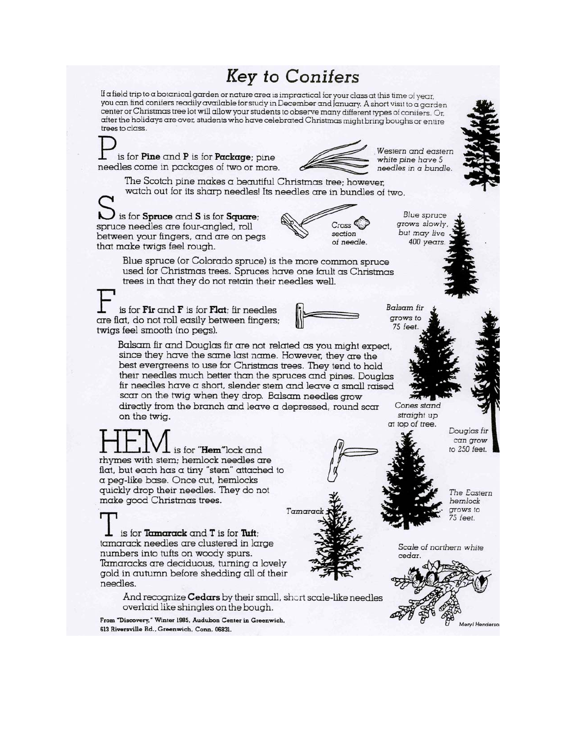# Key to Conifers

If a field trip to a botanical garden or nature area is impractical for your class at this time of year, you can find conifers readily available for study in December and January. A short visit to a garden center or Christmas tree lot will allow your students to observe many different types of conifers. Or, after the holidays are over, students who have celebrated Christmas might bring boughs or entire trees to class.

**P** is for **Pine** and **P** is for **Package**; pine needles come in packages of two or more.

*Western and eastern white pine have 5 needles in a bundle.*

The Scotch pine makes a beautiful Christmas tree; however, watch out for its sharp needles! Its needles are in bundles of two.

**S** is for **Spruce** and **S** is for **Square**; spruce needles are four-angled, roll between your fingers, and are on pegs that make twigs feel rough.

*Cross section of needle.*

*Blue spruce grows slowly, but may live 400 years.*

Blue spruce (or Colorado spruce) is the more common spruce used for Christmas trees. Spruces have one fault as Christmas trees in that they do not retain their needles well.

**F** is for **Fir** and **F** is for **Flat**; fir needles are flat, do not roll easily between fingers; twigs feel smooth (no pegs).

*Balsam fir grows to 75 feet.*

Balsam fir and Douglas fir are not related as you might expect, since they have the same last name. However, they are the best evergreens to use for Christmas trees. They tend to hold their needles much better than the spruces and pines. Douglas fir needles have a short, slender stem and leave a small raised scar on the twig when they drop. Balsam needles grow directly from the branch and leave a depressed, round scar on the twig.

*Cones stand straight up at top of tree.*

*Douglas fir can grow to 250 feet.*

**HEM** is for "**Hem**"lock and rhymes with stem; hemlock needles are flat, but each has a tiny "stem" attached to a peg-like base. Once cut, hemlocks quickly drop their needles. They do not make good Christmas trees.

*The Eastern hemlock grows to 75 feet.*

**T** is for **Tamarack** and **T** is for **Tuft**; tamarack needles are clustered in large numbers into tufts on woody spurs. Tamaracks are deciduous, turning a lovely gold in autumn before shedding all of their needles.

*Tamarack*

And recognize **Cedars** by their small, short scale-like needles overlaid like shingles on the bough.

*Scale of northern white cedar.*

Meryl Henderson

From "Discovery," Winter 1985, Audubon Center in Greenwich, 613 Riversville Rd., Greenwich, Conn. 06831.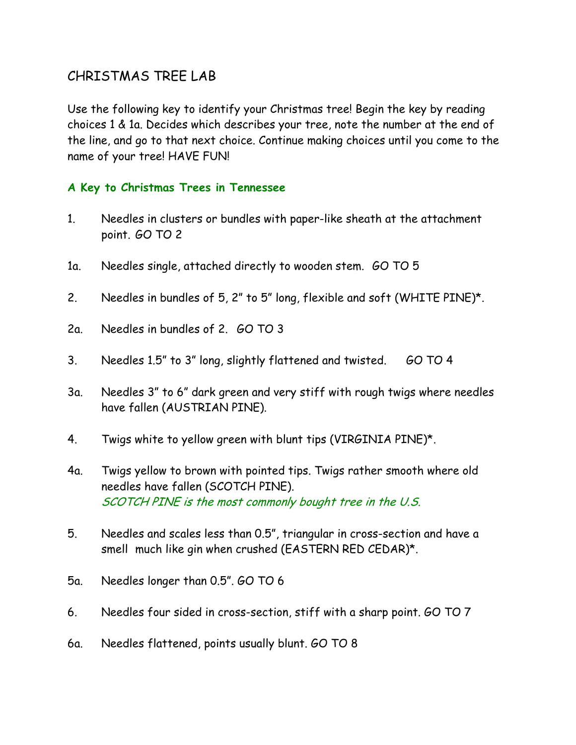# CHRISTMAS TREE LAB

Use the following key to identify your Christmas tree! Begin the key by reading choices 1 & 1a. Decides which describes your tree, note the number at the end of the line, and go to that next choice. Continue making choices until you come to the name of your tree! HAVE FUN!

## A Key to Christmas Trees in Tennessee

1. Needles in clusters or bundles with paper-like sheath at the attachment point. GO TO 2

1a. Needles single, attached directly to wooden stem. GO TO 5

2. Needles in bundles of 5, 2" to 5" long, flexible and soft (WHITE PINE)*.

2a. Needles in bundles of 2. GO TO 3

3. Needles 1.5" to 3" long, slightly flattened and twisted. GO TO 4

3a. Needles 3" to 6" dark green and very stiff with rough twigs where needles have fallen (AUSTRIAN PINE).

4. Twigs white to yellow green with blunt tips (VIRGINIA PINE)*.

4a. Twigs yellow to brown with pointed tips. Twigs rather smooth where old needles have fallen (SCOTCH PINE).
*SCOTCH PINE is the most commonly bought tree in the U.S.*

5. Needles and scales less than 0.5", triangular in cross-section and have a smell much like gin when crushed (EASTERN RED CEDAR)*.

5a. Needles longer than 0.5". GO TO 6

6. Needles four sided in cross-section, stiff with a sharp point. GO TO 7

6a. Needles flattened, points usually blunt. GO TO 8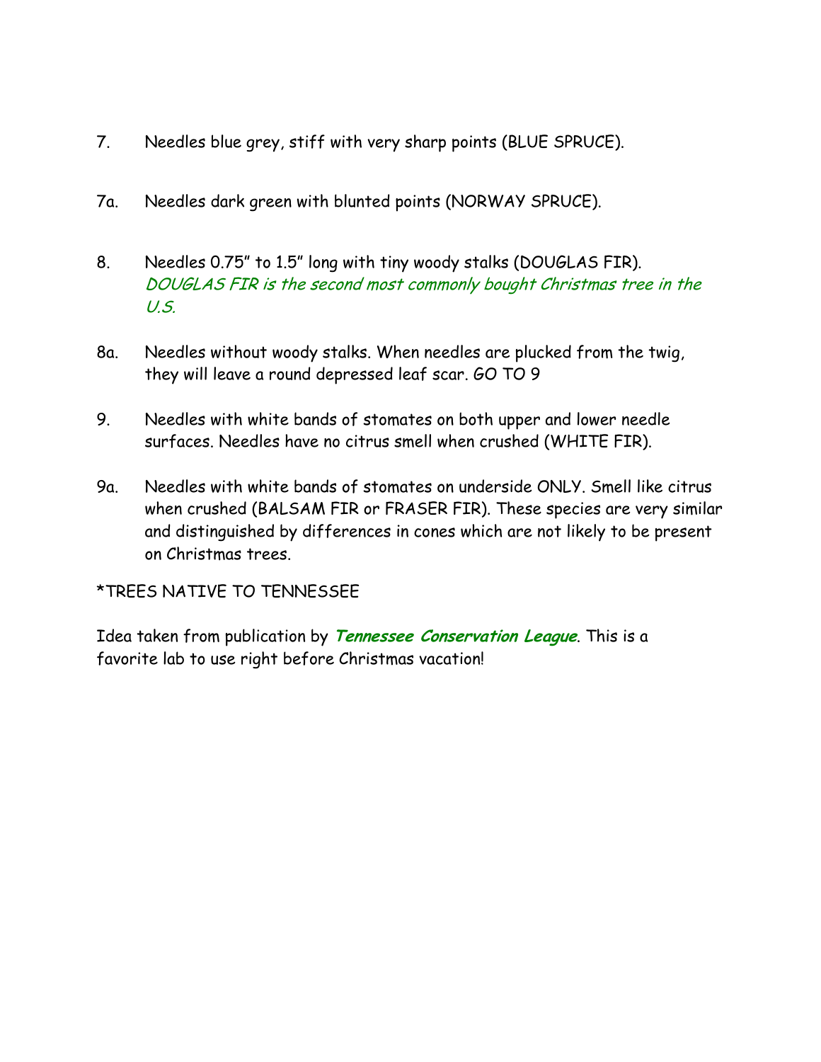7. Needles blue grey, stiff with very sharp points (BLUE SPRUCE).

7a. Needles dark green with blunted points (NORWAY SPRUCE).

8. Needles 0.75" to 1.5" long with tiny woody stalks (DOUGLAS FIR).
*DOUGLAS FIR is the second most commonly bought Christmas tree in the U.S.*

8a. Needles without woody stalks. When needles are plucked from the twig, they will leave a round depressed leaf scar. GO TO 9

9. Needles with white bands of stomates on both upper and lower needle surfaces. Needles have no citrus smell when crushed (WHITE FIR).

9a. Needles with white bands of stomates on underside ONLY. Smell like citrus when crushed (BALSAM FIR or FRASER FIR). These species are very similar and distinguished by differences in cones which are not likely to be present on Christmas trees.

*TREES NATIVE TO TENNESSEE

Idea taken from publication by ***Tennessee Conservation League***. This is a favorite lab to use right before Christmas vacation!